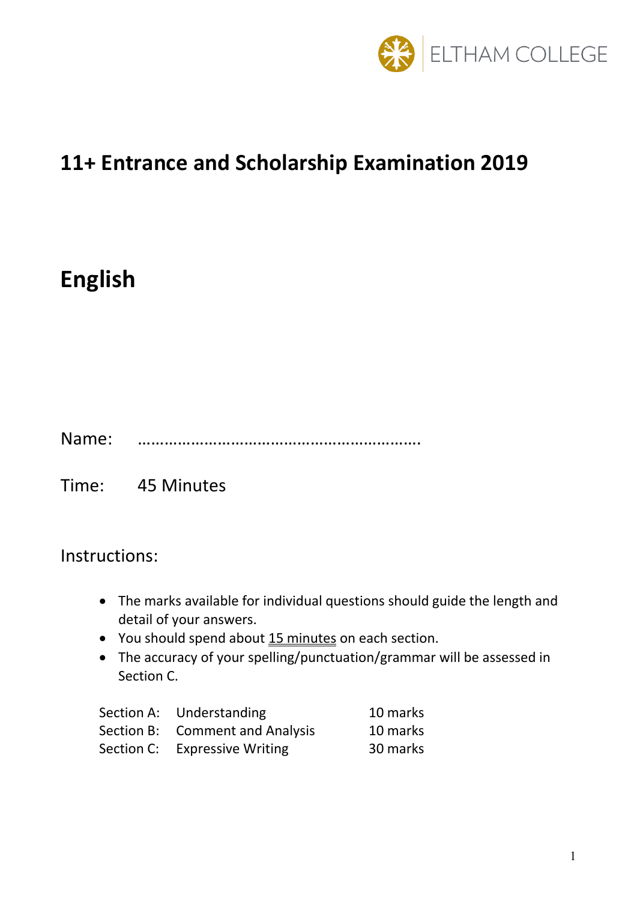ELTHAM COLLEGE

# 11+ Entrance and Scholarship Examination 2019

# English

Name: …………………………………………………….

Time: 45 Minutes

Instructions:

- The marks available for individual questions should guide the length and detail of your answers.
- You should spend about <u>15 minutes</u> on each section.
- The accuracy of your spelling/punctuation/grammar will be assessed in Section C.

| | | |
|---|---|---|
| Section A: | Understanding | 10 marks |
| Section B: | Comment and Analysis | 10 marks |
| Section C: | Expressive Writing | 30 marks |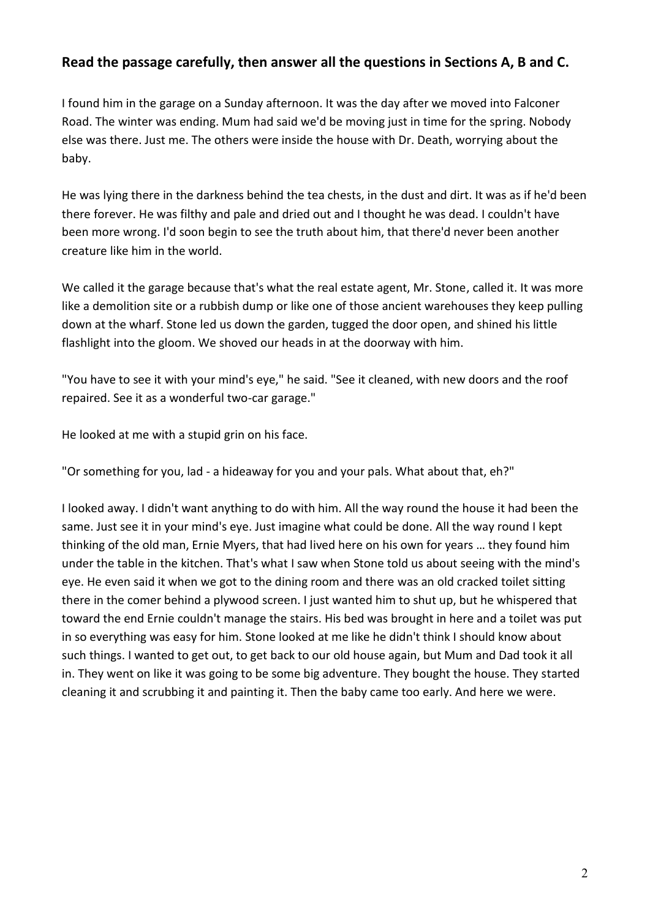## Read the passage carefully, then answer all the questions in Sections A, B and C.

I found him in the garage on a Sunday afternoon. It was the day after we moved into Falconer Road. The winter was ending. Mum had said we'd be moving just in time for the spring. Nobody else was there. Just me. The others were inside the house with Dr. Death, worrying about the baby.

He was lying there in the darkness behind the tea chests, in the dust and dirt. It was as if he'd been there forever. He was filthy and pale and dried out and I thought he was dead. I couldn't have been more wrong. I'd soon begin to see the truth about him, that there'd never been another creature like him in the world.

We called it the garage because that's what the real estate agent, Mr. Stone, called it. It was more like a demolition site or a rubbish dump or like one of those ancient warehouses they keep pulling down at the wharf. Stone led us down the garden, tugged the door open, and shined his little flashlight into the gloom. We shoved our heads in at the doorway with him.

"You have to see it with your mind's eye," he said. "See it cleaned, with new doors and the roof repaired. See it as a wonderful two-car garage."

He looked at me with a stupid grin on his face.

"Or something for you, lad - a hideaway for you and your pals. What about that, eh?"

I looked away. I didn't want anything to do with him. All the way round the house it had been the same. Just see it in your mind's eye. Just imagine what could be done. All the way round I kept thinking of the old man, Ernie Myers, that had lived here on his own for years … they found him under the table in the kitchen. That's what I saw when Stone told us about seeing with the mind's eye. He even said it when we got to the dining room and there was an old cracked toilet sitting there in the comer behind a plywood screen. I just wanted him to shut up, but he whispered that toward the end Ernie couldn't manage the stairs. His bed was brought in here and a toilet was put in so everything was easy for him. Stone looked at me like he didn't think I should know about such things. I wanted to get out, to get back to our old house again, but Mum and Dad took it all in. They went on like it was going to be some big adventure. They bought the house. They started cleaning it and scrubbing it and painting it. Then the baby came too early. And here we were.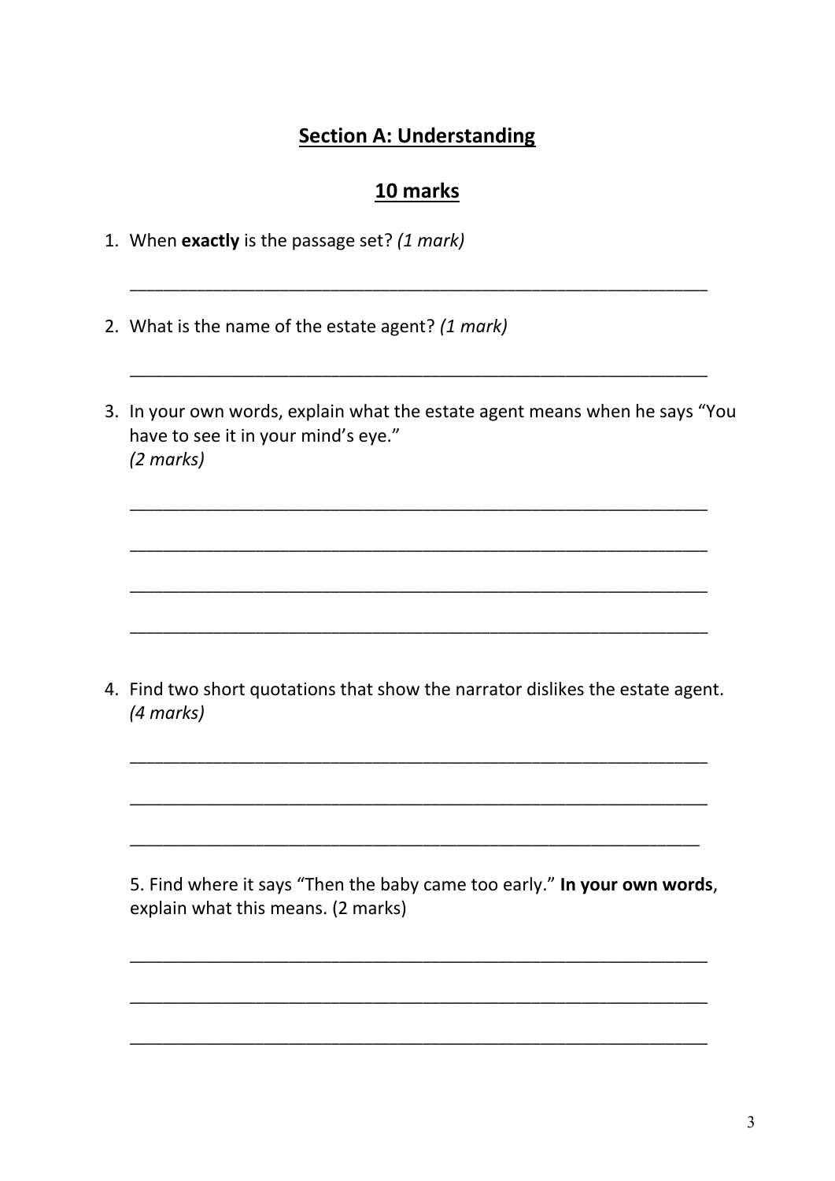## Section A: Understanding

## 10 marks

1. When **exactly** is the passage set? *(1 mark)*

_______________________________________________________________

2. What is the name of the estate agent? *(1 mark)*

_______________________________________________________________

3. In your own words, explain what the estate agent means when he says "You have to see it in your mind's eye." *(2 marks)*

_______________________________________________________________

_______________________________________________________________

_______________________________________________________________

_______________________________________________________________

4. Find two short quotations that show the narrator dislikes the estate agent. *(4 marks)*

_______________________________________________________________

_______________________________________________________________

_______________________________________________________________

5. Find where it says "Then the baby came too early." **In your own words**, explain what this means. (2 marks)

_______________________________________________________________

_______________________________________________________________

_______________________________________________________________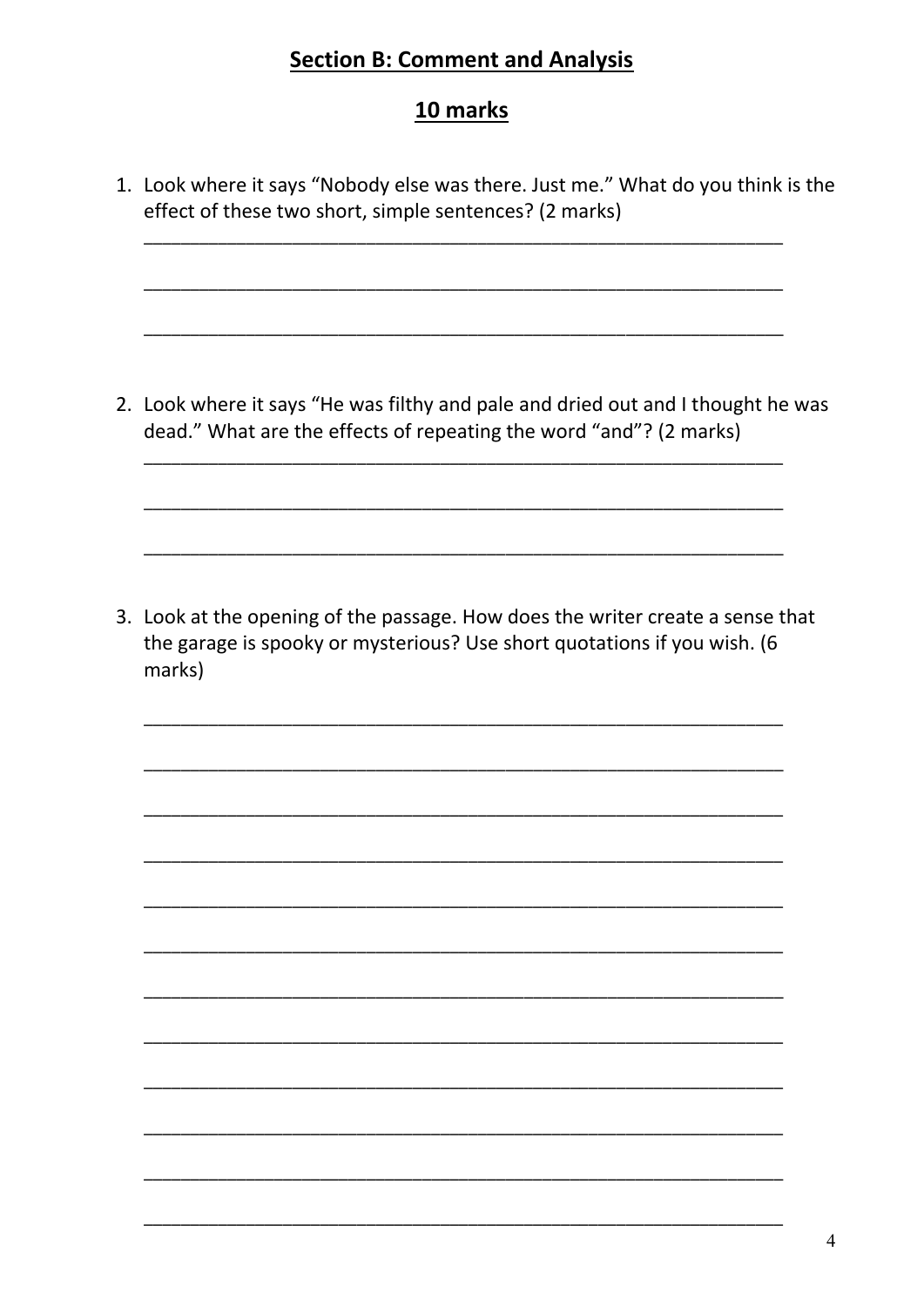## Section B: Comment and Analysis

## 10 marks

1. Look where it says "Nobody else was there. Just me." What do you think is the effect of these two short, simple sentences? (2 marks)

______________________________________________________________

______________________________________________________________

______________________________________________________________

2. Look where it says "He was filthy and pale and dried out and I thought he was dead." What are the effects of repeating the word "and"? (2 marks)

______________________________________________________________

______________________________________________________________

______________________________________________________________

3. Look at the opening of the passage. How does the writer create a sense that the garage is spooky or mysterious? Use short quotations if you wish. (6 marks)

______________________________________________________________

______________________________________________________________

______________________________________________________________

______________________________________________________________

______________________________________________________________

______________________________________________________________

______________________________________________________________

______________________________________________________________

______________________________________________________________

______________________________________________________________

______________________________________________________________

______________________________________________________________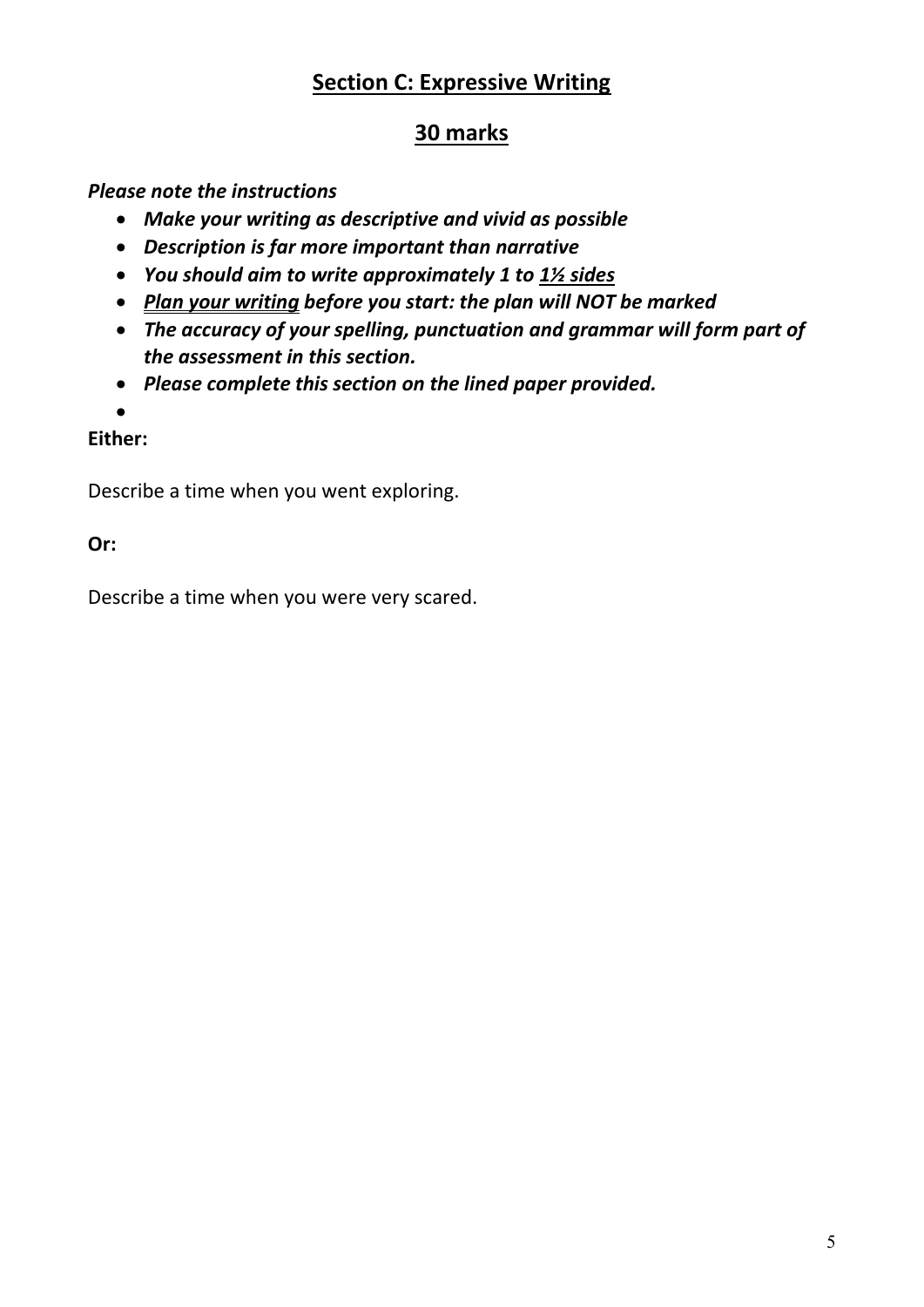## Section C: Expressive Writing

## 30 marks

***Please note the instructions***

- ***Make your writing as descriptive and vivid as possible***
- ***Description is far more important than narrative***
- ***You should aim to write approximately 1 to 1½ sides***
- ***Plan your writing before you start: the plan will NOT be marked***
- ***The accuracy of your spelling, punctuation and grammar will form part of the assessment in this section.***
- ***Please complete this section on the lined paper provided.***

**Either:**

Describe a time when you went exploring.

**Or:**

Describe a time when you were very scared.